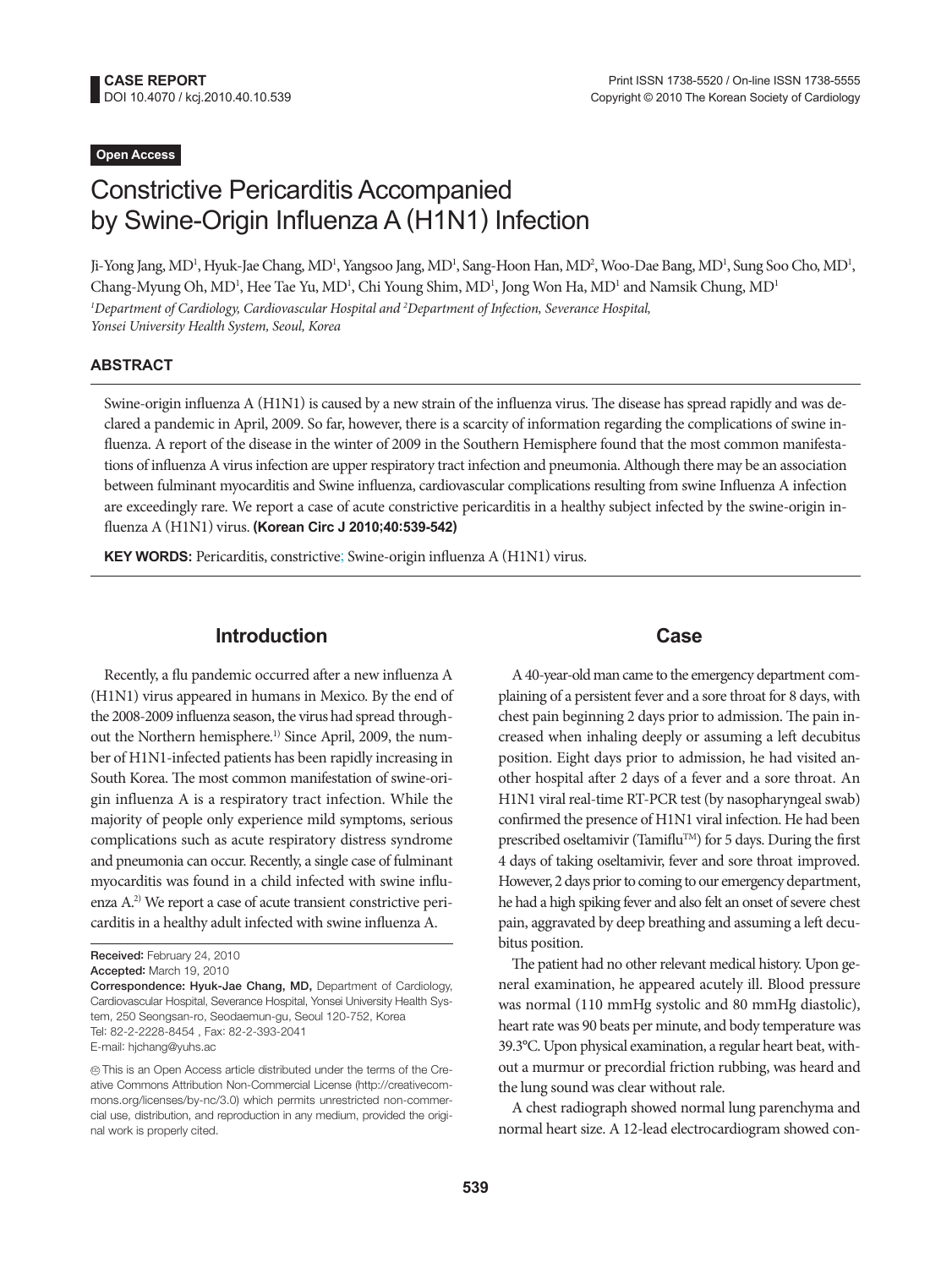**CASE REPORT**
DOI 10.4070 / kcj.2010.40.10.539

Print ISSN 1738-5520 / On-line ISSN 1738-5555
Copyright © 2010 The Korean Society of Cardiology

**Open Access**

# Constrictive Pericarditis Accompanied by Swine-Origin Influenza A (H1N1) Infection

Ji-Yong Jang, MD[1], Hyuk-Jae Chang, MD[1], Yangsoo Jang, MD[1], Sang-Hoon Han, MD[2], Woo-Dae Bang, MD[1], Sung Soo Cho, MD[1], Chang-Myung Oh, MD[1], Hee Tae Yu, MD[1], Chi Young Shim, MD[1], Jong Won Ha, MD[1] and Namsik Chung, MD[1]

[1]*Department of Cardiology, Cardiovascular Hospital and* [2]*Department of Infection, Severance Hospital, Yonsei University Health System, Seoul, Korea*

## ABSTRACT

Swine-origin influenza A (H1N1) is caused by a new strain of the influenza virus. The disease has spread rapidly and was declared a pandemic in April, 2009. So far, however, there is a scarcity of information regarding the complications of swine influenza. A report of the disease in the winter of 2009 in the Southern Hemisphere found that the most common manifestations of influenza A virus infection are upper respiratory tract infection and pneumonia. Although there may be an association between fulminant myocarditis and Swine influenza, cardiovascular complications resulting from swine Influenza A infection are exceedingly rare. We report a case of acute constrictive pericarditis in a healthy subject infected by the swine-origin influenza A (H1N1) virus. **(Korean Circ J 2010;40:539-542)**

**KEY WORDS:** Pericarditis, constrictive; Swine-origin influenza A (H1N1) virus.

## Introduction

Recently, a flu pandemic occurred after a new influenza A (H1N1) virus appeared in humans in Mexico. By the end of the 2008-2009 influenza season, the virus had spread throughout the Northern hemisphere.[1] Since April, 2009, the number of H1N1-infected patients has been rapidly increasing in South Korea. The most common manifestation of swine-origin influenza A is a respiratory tract infection. While the majority of people only experience mild symptoms, serious complications such as acute respiratory distress syndrome and pneumonia can occur. Recently, a single case of fulminant myocarditis was found in a child infected with swine influenza A.[2] We report a case of acute transient constrictive pericarditis in a healthy adult infected with swine influenza A.

**Received:** February 24, 2010
**Accepted:** March 19, 2010
**Correspondence:** **Hyuk-Jae Chang, MD,** Department of Cardiology, Cardiovascular Hospital, Severance Hospital, Yonsei University Health System, 250 Seongsan-ro, Seodaemun-gu, Seoul 120-752, Korea
Tel: 82-2-2228-8454 , Fax: 82-2-393-2041
E-mail: hjchang@yuhs.ac

This is an Open Access article distributed under the terms of the Creative Commons Attribution Non-Commercial License (http://creativecommons.org/licenses/by-nc/3.0) which permits unrestricted non-commercial use, distribution, and reproduction in any medium, provided the original work is properly cited.

## Case

A 40-year-old man came to the emergency department complaining of a persistent fever and a sore throat for 8 days, with chest pain beginning 2 days prior to admission. The pain increased when inhaling deeply or assuming a left decubitus position. Eight days prior to admission, he had visited another hospital after 2 days of a fever and a sore throat. An H1N1 viral real-time RT-PCR test (by nasopharyngeal swab) confirmed the presence of H1N1 viral infection. He had been prescribed oseltamivir (Tamiflu™) for 5 days. During the first 4 days of taking oseltamivir, fever and sore throat improved. However, 2 days prior to coming to our emergency department, he had a high spiking fever and also felt an onset of severe chest pain, aggravated by deep breathing and assuming a left decubitus position.

The patient had no other relevant medical history. Upon general examination, he appeared acutely ill. Blood pressure was normal (110 mmHg systolic and 80 mmHg diastolic), heart rate was 90 beats per minute, and body temperature was 39.3°C. Upon physical examination, a regular heart beat, without a murmur or precordial friction rubbing, was heard and the lung sound was clear without rale.

A chest radiograph showed normal lung parenchyma and normal heart size. A 12-lead electrocardiogram showed con-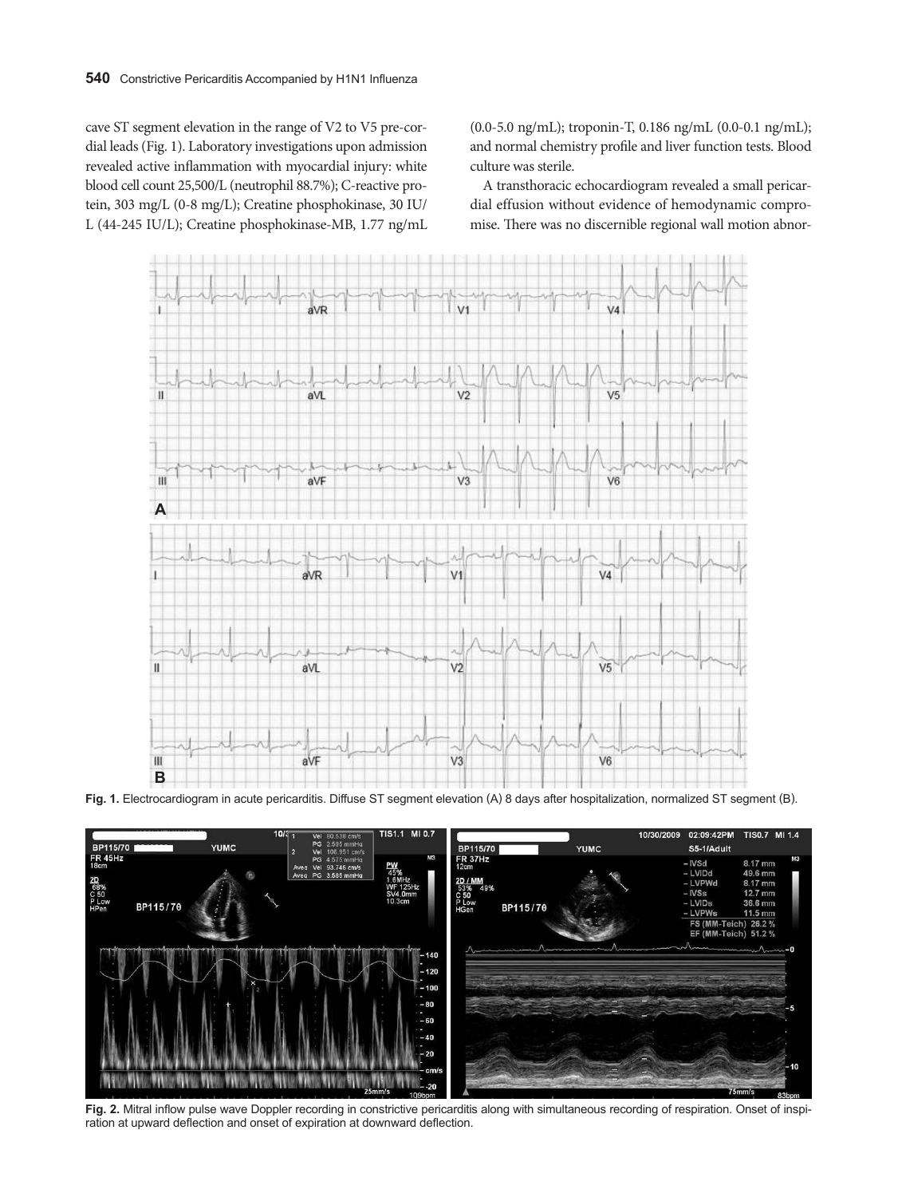cave ST segment elevation in the range of V2 to V5 pre-cordial leads (Fig. 1). Laboratory investigations upon admission revealed active inflammation with myocardial injury: white blood cell count 25,500/L (neutrophil 88.7%); C-reactive protein, 303 mg/L (0-8 mg/L); Creatine phosphokinase, 30 IU/L (44-245 IU/L); Creatine phosphokinase-MB, 1.77 ng/mL (0.0-5.0 ng/mL); troponin-T, 0.186 ng/mL (0.0-0.1 ng/mL); and normal chemistry profile and liver function tests. Blood culture was sterile.

A transthoracic echocardiogram revealed a small pericardial effusion without evidence of hemodynamic compromise. There was no discernible regional wall motion abnor-

**Fig. 1.** Electrocardiogram in acute pericarditis. Diffuse ST segment elevation (A) 8 days after hospitalization, normalized ST segment (B).

**Fig. 2.** Mitral inflow pulse wave Doppler recording in constrictive pericarditis along with simultaneous recording of respiration. Onset of inspiration at upward deflection and onset of expiration at downward deflection.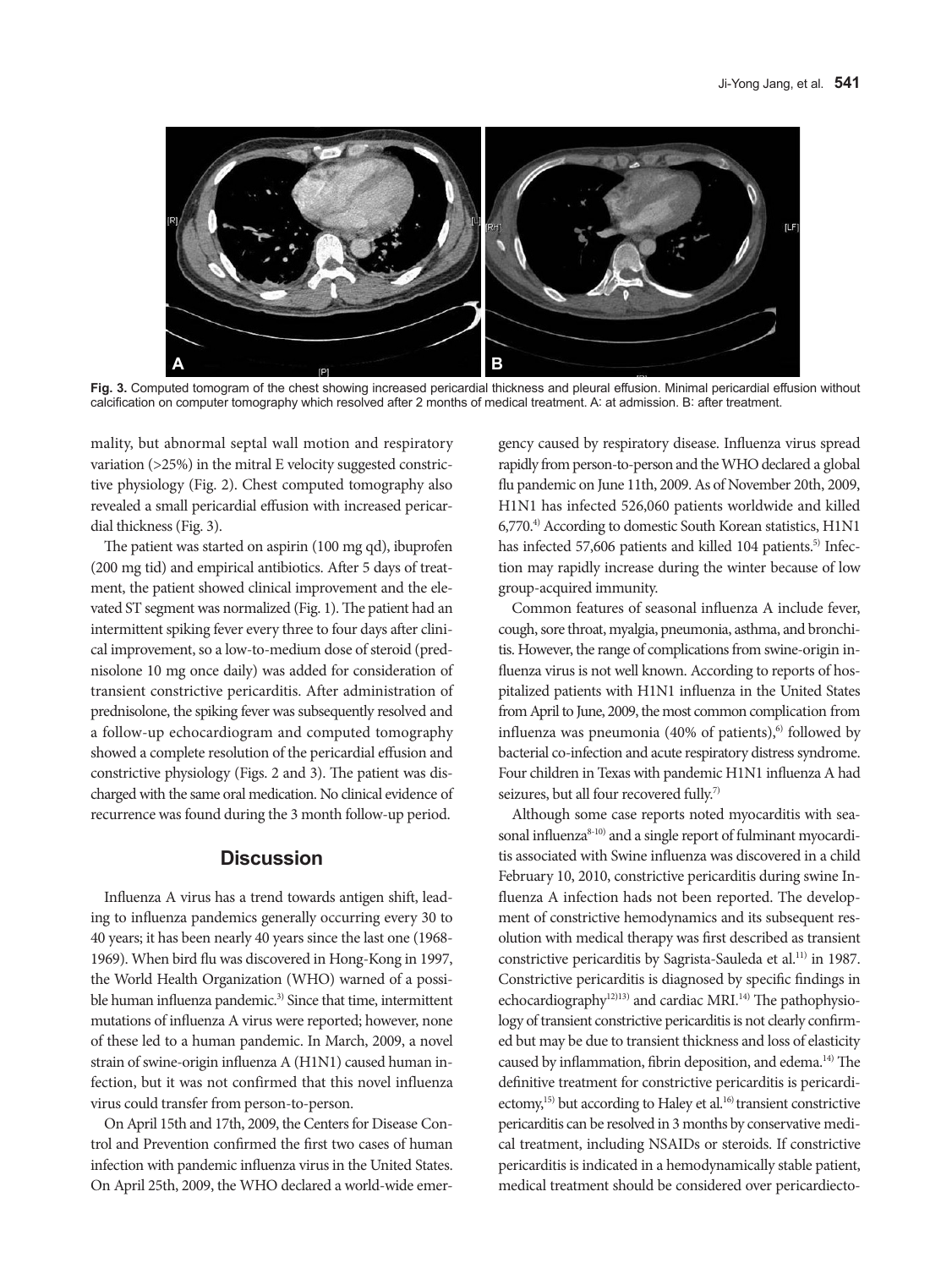**Fig. 3.** Computed tomogram of the chest showing increased pericardial thickness and pleural effusion. Minimal pericardial effusion without calcification on computer tomography which resolved after 2 months of medical treatment. A: at admission. B: after treatment.

mality, but abnormal septal wall motion and respiratory variation (>25%) in the mitral E velocity suggested constrictive physiology (Fig. 2). Chest computed tomography also revealed a small pericardial effusion with increased pericardial thickness (Fig. 3).

The patient was started on aspirin (100 mg qd), ibuprofen (200 mg tid) and empirical antibiotics. After 5 days of treatment, the patient showed clinical improvement and the elevated ST segment was normalized (Fig. 1). The patient had an intermittent spiking fever every three to four days after clinical improvement, so a low-to-medium dose of steroid (prednisolone 10 mg once daily) was added for consideration of transient constrictive pericarditis. After administration of prednisolone, the spiking fever was subsequently resolved and a follow-up echocardiogram and computed tomography showed a complete resolution of the pericardial effusion and constrictive physiology (Figs. 2 and 3). The patient was discharged with the same oral medication. No clinical evidence of recurrence was found during the 3 month follow-up period.

## Discussion

Influenza A virus has a trend towards antigen shift, leading to influenza pandemics generally occurring every 30 to 40 years; it has been nearly 40 years since the last one (1968-1969). When bird flu was discovered in Hong-Kong in 1997, the World Health Organization (WHO) warned of a possible human influenza pandemic.[3] Since that time, intermittent mutations of influenza A virus were reported; however, none of these led to a human pandemic. In March, 2009, a novel strain of swine-origin influenza A (H1N1) caused human infection, but it was not confirmed that this novel influenza virus could transfer from person-to-person.

On April 15th and 17th, 2009, the Centers for Disease Control and Prevention confirmed the first two cases of human infection with pandemic influenza virus in the United States. On April 25th, 2009, the WHO declared a world-wide emergency caused by respiratory disease. Influenza virus spread rapidly from person-to-person and the WHO declared a global flu pandemic on June 11th, 2009. As of November 20th, 2009, H1N1 has infected 526,060 patients worldwide and killed 6,770.[4] According to domestic South Korean statistics, H1N1 has infected 57,606 patients and killed 104 patients.[5] Infection may rapidly increase during the winter because of low group-acquired immunity.

Common features of seasonal influenza A include fever, cough, sore throat, myalgia, pneumonia, asthma, and bronchitis. However, the range of complications from swine-origin influenza virus is not well known. According to reports of hospitalized patients with H1N1 influenza in the United States from April to June, 2009, the most common complication from influenza was pneumonia (40% of patients),[6] followed by bacterial co-infection and acute respiratory distress syndrome. Four children in Texas with pandemic H1N1 influenza A had seizures, but all four recovered fully.[7]

Although some case reports noted myocarditis with seasonal influenza[8-10] and a single report of fulminant myocarditis associated with Swine influenza was discovered in a child February 10, 2010, constrictive pericarditis during swine Influenza A infection hads not been reported. The development of constrictive hemodynamics and its subsequent resolution with medical therapy was first described as transient constrictive pericarditis by Sagrista-Sauleda et al.[11] in 1987. Constrictive pericarditis is diagnosed by specific findings in echocardiography[12)13] and cardiac MRI.[14] The pathophysiology of transient constrictive pericarditis is not clearly confirmed but may be due to transient thickness and loss of elasticity caused by inflammation, fibrin deposition, and edema.[14] The definitive treatment for constrictive pericarditis is pericardiectomy,[15] but according to Haley et al.[16] transient constrictive pericarditis can be resolved in 3 months by conservative medical treatment, including NSAIDs or steroids. If constrictive pericarditis is indicated in a hemodynamically stable patient, medical treatment should be considered over pericardiecto-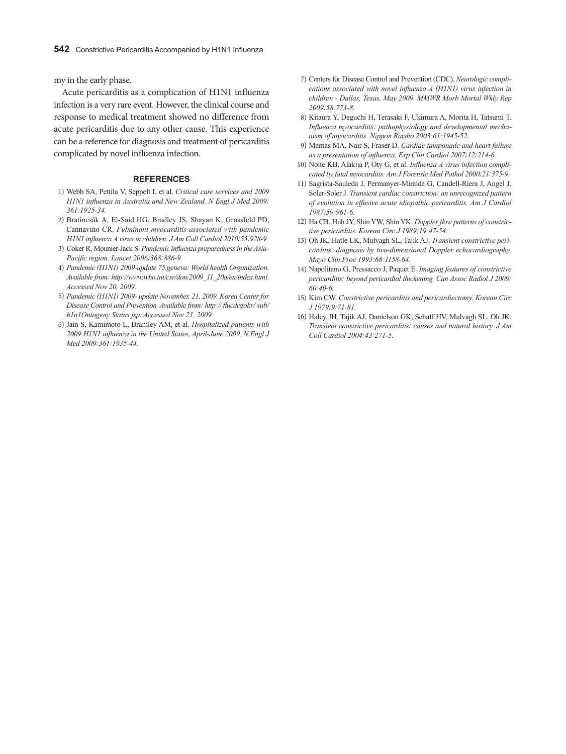my in the early phase.

Acute pericarditis as a complication of H1N1 influenza infection is a very rare event. However, the clinical course and response to medical treatment showed no difference from acute pericarditis due to any other cause. This experience can be a reference for diagnosis and treatment of pericarditis complicated by novel influenza infection.

## REFERENCES

1) Webb SA, Pettila V, Seppelt I, et al. *Critical care services and 2009 H1N1 influenza in Australia and New Zealand. N Engl J Med 2009; 361:1925-34.*
2) Bratincsák A, El-Said HG, Bradley JS, Shayan K, Grossfeld PD, Cannavino CR. *Fulminant myocarditis associated with pandemic H1N1 influenza A virus in children. J Am Coll Cardiol 2010;55:928-9.*
3) Coker R, Mounier-Jack S. *Pandemic influenza preparedness in the Asia-Pacific region. Lancet 2006;368:886-9.*
4) *Pandemic (H1N1) 2009-update 75.geneva: World health Organization. Available from: http://www.who.int/csr/don/2009_11_20a/en/index.html. Accessed Nov 20, 2009.*
5) *Pandemic (H1N1) 2009- update November, 21, 2009. Korea Center for Disease Control and Prevention. Available from: http:// flucdcgokr/ sub/ h1n1Ontogeny Status jsp. Accessed Nov 21, 2009.*
6) Jain S, Kamimoto L, Bramley AM, et al. *Hospitalized patients with 2009 H1N1 influenza in the United States, April-June 2009. N Engl J Med 2009;361:1935-44.*
7) Centers for Disease Control and Prevention (CDC). *Neurologic complications associated with novel influenza A (H1N1) virus infection in children - Dallas, Texas, May 2009. MMWR Morb Mortal Wkly Rep 2009;58:773-8.*
8) Kitaura Y, Deguchi H, Terasaki F, Ukimura A, Morita H, Tatsumi T. *Influenza myocarditis: pathophysiology and developmental mechanism of myocarditis. Nippon Rinsho 2003;61:1945-52.*
9) Mamas MA, Nair S, Fraser D. *Cardiac tamponade and heart failure as a presentation of influenza. Exp Clin Cardiol 2007;12:214-6.*
10) Nolte KB, Alakija P, Oty G, et al. *Influenza A virus infection complicated by fatal myocarditis. Am J Forensic Med Pathol 2000;21:375-9.*
11) Sagrista-Sauleda J, Permanyer-Miralda G, Candell-Riera J, Angel J, Soler-Soler J. *Transient cardiac constriction: an unrecognized pattern of evolution in effusive acute idiopathic pericarditis. Am J Cardiol 1987;59:961-6.*
12) Ha CB, Huh JY, Shin YW, Shin YK. *Doppler flow patterns of constrictive pericarditis. Korean Circ J 1989;19:47-54.*
13) Oh JK, Hatle LK, Mulvagh SL, Tajik AJ. *Transient constrictive pericarditis: diagnosis by two-dimensional Doppler echocardiography. Mayo Clin Proc 1993;68:1158-64.*
14) Napolitano G, Pressacco J, Paquet E. *Imaging features of constrictive pericarditis: beyond pericardial thickening. Can Assoc Radiol J 2009; 60:40-6.*
15) Kim CW. *Constrictive pericarditis and pericardiectomy. Korean Circ J 1979;9:71-81.*
16) Haley JH, Tajik AJ, Danielson GK, Schaff HV, Mulvagh SL, Oh JK. *Transient constrictive pericarditis: causes and natural history. J Am Coll Cardiol 2004;43:271-5.*